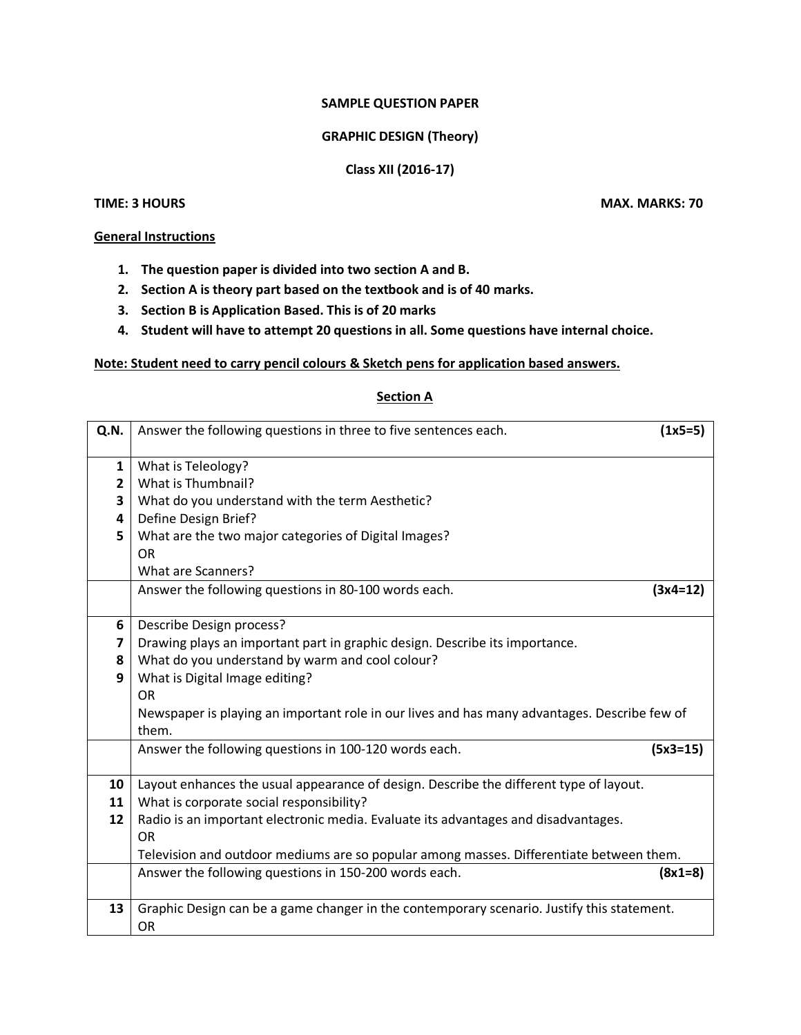**SAMPLE QUESTION PAPER**

**GRAPHIC DESIGN (Theory)**

**Class XII (2016-17)**

**TIME: 3 HOURS** **MAX. MARKS: 70**

**General Instructions**

1. **The question paper is divided into two section A and B.**
2. **Section A is theory part based on the textbook and is of 40 marks.**
3. **Section B is Application Based. This is of 20 marks**
4. **Student will have to attempt 20 questions in all. Some questions have internal choice.**

**Note: Student need to carry pencil colours & Sketch pens for application based answers.**

## Section A

| Q.N. | Answer the following questions in three to five sentences each. **(1x5=5)** |
|---|---|
| 1 | What is Teleology? |
| 2 | What is Thumbnail? |
| 3 | What do you understand with the term Aesthetic? |
| 4 | Define Design Brief? |
| 5 | What are the two major categories of Digital Images?<br>OR<br>What are Scanners? |
| | Answer the following questions in 80-100 words each. **(3x4=12)** |
| 6 | Describe Design process? |
| 7 | Drawing plays an important part in graphic design. Describe its importance. |
| 8 | What do you understand by warm and cool colour? |
| 9 | What is Digital Image editing?<br>OR<br>Newspaper is playing an important role in our lives and has many advantages. Describe few of them. |
| | Answer the following questions in 100-120 words each. **(5x3=15)** |
| 10 | Layout enhances the usual appearance of design. Describe the different type of layout. |
| 11 | What is corporate social responsibility? |
| 12 | Radio is an important electronic media. Evaluate its advantages and disadvantages.<br>OR<br>Television and outdoor mediums are so popular among masses. Differentiate between them. |
| | Answer the following questions in 150-200 words each. **(8x1=8)** |
| 13 | Graphic Design can be a game changer in the contemporary scenario. Justify this statement.<br>OR |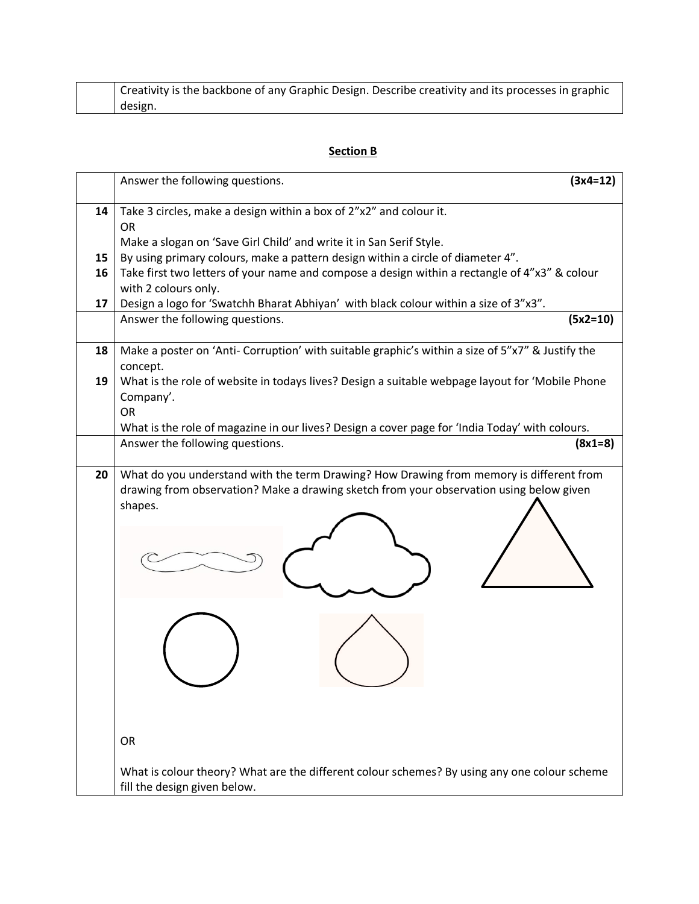| | |
|---|---|
| | Creativity is the backbone of any Graphic Design. Describe creativity and its processes in graphic design. |

## Section B

| | | |
|---|---|---|
| | Answer the following questions. | **(3x4=12)** |
| 14 | Take 3 circles, make a design within a box of 2”x2” and colour it.<br>OR<br>Make a slogan on ‘Save Girl Child’ and write it in San Serif Style. | |
| 15 | By using primary colours, make a pattern design within a circle of diameter 4”. | |
| 16 | Take first two letters of your name and compose a design within a rectangle of 4”x3” & colour with 2 colours only. | |
| 17 | Design a logo for ‘Swatchh Bharat Abhiyan’ with black colour within a size of 3”x3”. | |
| | Answer the following questions. | **(5x2=10)** |
| 18 | Make a poster on ‘Anti- Corruption’ with suitable graphic’s within a size of 5”x7” & Justify the concept. | |
| 19 | What is the role of website in todays lives? Design a suitable webpage layout for ‘Mobile Phone Company’.<br>OR<br>What is the role of magazine in our lives? Design a cover page for ‘India Today’ with colours. | |
| | Answer the following questions. | **(8x1=8)** |
| 20 | What do you understand with the term Drawing? How Drawing from memory is different from drawing from observation? Make a drawing sketch from your observation using below given shapes.<br><br>OR<br><br>What is colour theory? What are the different colour schemes? By using any one colour scheme fill the design given below. | |